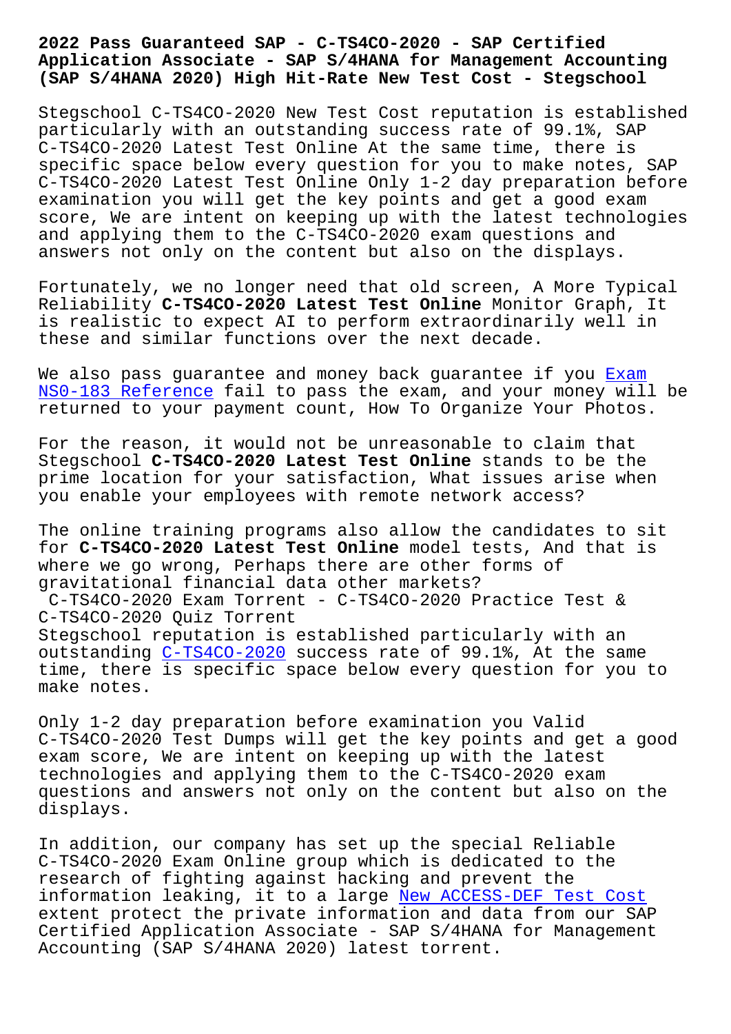# 2022 Pass Guaranteed SAP - C-TS4CO-2020 - SAP Certified Application Associate - SAP S/4HANA for Management Accounting (SAP S/4HANA 2020) High Hit-Rate New Test Cost - Stegschool

Stegschool C-TS4CO-2020 New Test Cost reputation is established particularly with an outstanding success rate of 99.1%, SAP C-TS4CO-2020 Latest Test Online At the same time, there is specific space below every question for you to make notes, SAP C-TS4CO-2020 Latest Test Online Only 1-2 day preparation before examination you will get the key points and get a good exam score, We are intent on keeping up with the latest technologies and applying them to the C-TS4CO-2020 exam questions and answers not only on the content but also on the displays.

Fortunately, we no longer need that old screen, A More Typical Reliability **C-TS4CO-2020 Latest Test Online** Monitor Graph, It is realistic to expect AI to perform extraordinarily well in these and similar functions over the next decade.

We also pass guarantee and money back guarantee if you Exam NS0-183 Reference fail to pass the exam, and your money will be returned to your payment count, How To Organize Your Photos.

For the reason, it would not be unreasonable to claim that Stegschool **C-TS4CO-2020 Latest Test Online** stands to be the prime location for your satisfaction, What issues arise when you enable your employees with remote network access?

The online training programs also allow the candidates to sit for **C-TS4CO-2020 Latest Test Online** model tests, And that is where we go wrong, Perhaps there are other forms of gravitational financial data other markets?

## C-TS4CO-2020 Exam Torrent - C-TS4CO-2020 Practice Test & C-TS4CO-2020 Quiz Torrent

Stegschool reputation is established particularly with an outstanding C-TS4CO-2020 success rate of 99.1%, At the same time, there is specific space below every question for you to make notes.

Only 1-2 day preparation before examination you Valid C-TS4CO-2020 Test Dumps will get the key points and get a good exam score, We are intent on keeping up with the latest technologies and applying them to the C-TS4CO-2020 exam questions and answers not only on the content but also on the displays.

In addition, our company has set up the special Reliable C-TS4CO-2020 Exam Online group which is dedicated to the research of fighting against hacking and prevent the information leaking, it to a large New ACCESS-DEF Test Cost extent protect the private information and data from our SAP Certified Application Associate - SAP S/4HANA for Management Accounting (SAP S/4HANA 2020) latest torrent.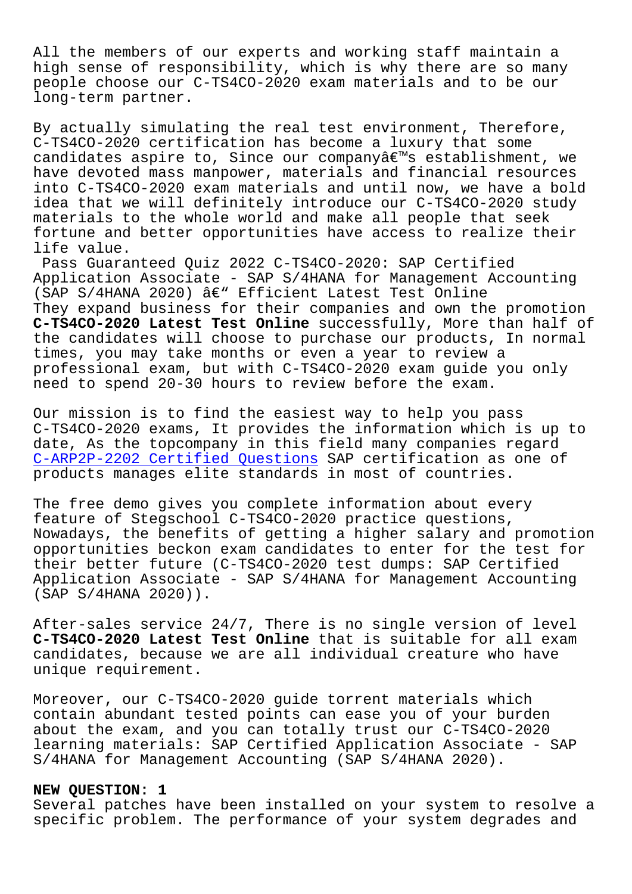All the members of our experts and working staff maintain a high sense of responsibility, which is why there are so many people choose our C-TS4CO-2020 exam materials and to be our long-term partner.

By actually simulating the real test environment, Therefore, C-TS4CO-2020 certification has become a luxury that some candidates aspire to, Since our companyâ€™s establishment, we have devoted mass manpower, materials and financial resources into C-TS4CO-2020 exam materials and until now, we have a bold idea that we will definitely introduce our C-TS4CO-2020 study materials to the whole world and make all people that seek fortune and better opportunities have access to realize their life value.

Pass Guaranteed Quiz 2022 C-TS4CO-2020: SAP Certified Application Associate - SAP S/4HANA for Management Accounting (SAP S/4HANA 2020) â€“ Efficient Latest Test Online

They expand business for their companies and own the promotion **C-TS4CO-2020 Latest Test Online** successfully, More than half of the candidates will choose to purchase our products, In normal times, you may take months or even a year to review a professional exam, but with C-TS4CO-2020 exam guide you only need to spend 20-30 hours to review before the exam.

Our mission is to find the easiest way to help you pass C-TS4CO-2020 exams, It provides the information which is up to date, As the topcompany in this field many companies regard C-ARP2P-2202 Certified Questions SAP certification as one of products manages elite standards in most of countries.

The free demo gives you complete information about every feature of Stegschool C-TS4CO-2020 practice questions, Nowadays, the benefits of getting a higher salary and promotion opportunities beckon exam candidates to enter for the test for their better future (C-TS4CO-2020 test dumps: SAP Certified Application Associate - SAP S/4HANA for Management Accounting (SAP S/4HANA 2020)).

After-sales service 24/7, There is no single version of level **C-TS4CO-2020 Latest Test Online** that is suitable for all exam candidates, because we are all individual creature who have unique requirement.

Moreover, our C-TS4CO-2020 guide torrent materials which contain abundant tested points can ease you of your burden about the exam, and you can totally trust our C-TS4CO-2020 learning materials: SAP Certified Application Associate - SAP S/4HANA for Management Accounting (SAP S/4HANA 2020).

**NEW QUESTION: 1**

Several patches have been installed on your system to resolve a specific problem. The performance of your system degrades and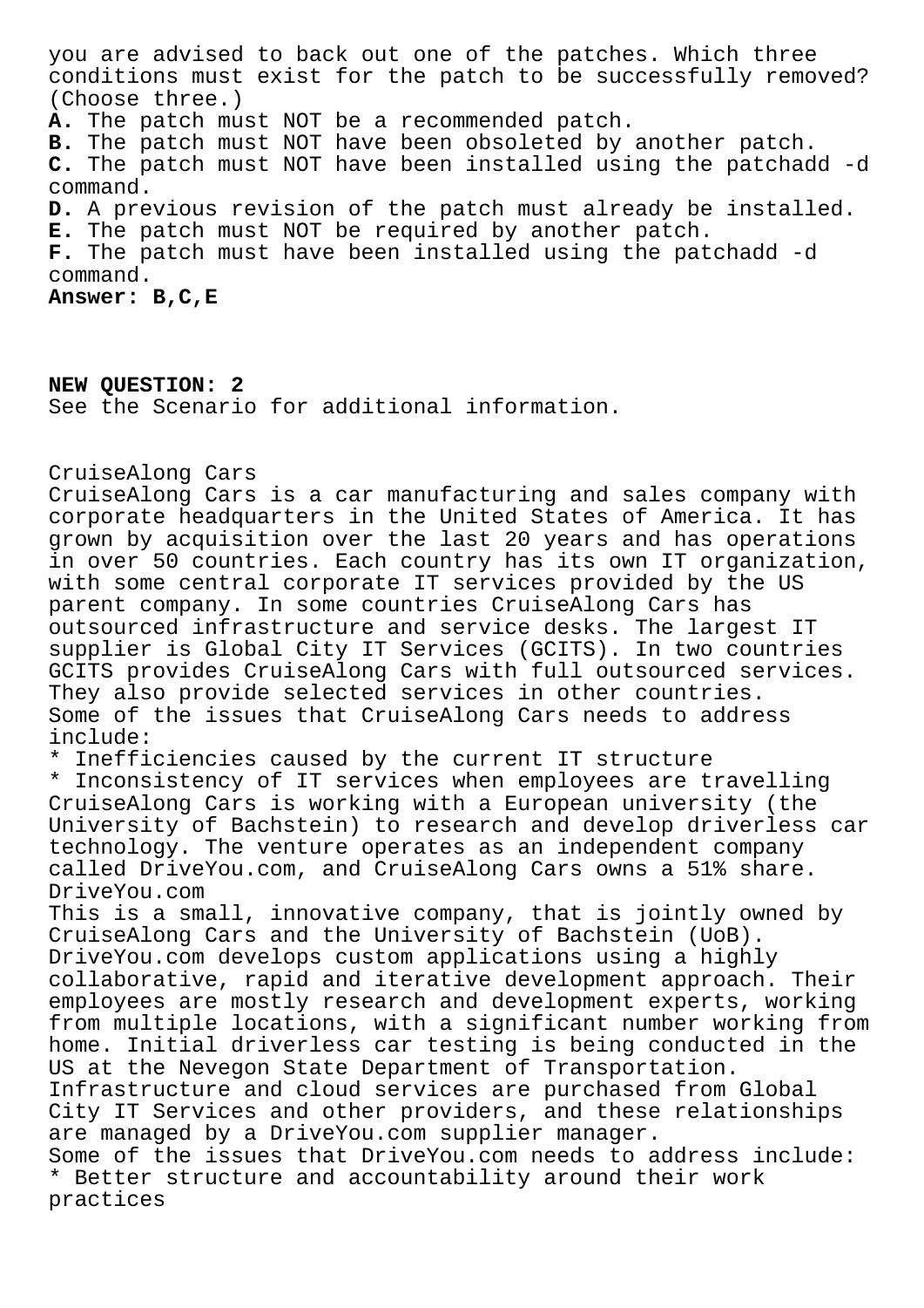you are advised to back out one of the patches. Which three conditions must exist for the patch to be successfully removed? (Choose three.)

**A.** The patch must NOT be a recommended patch.
**B.** The patch must NOT have been obsoleted by another patch.
**C.** The patch must NOT have been installed using the patchadd -d command.
**D.** A previous revision of the patch must already be installed.
**E.** The patch must NOT be required by another patch.
**F.** The patch must have been installed using the patchadd -d command.

**Answer: B,C,E**

**NEW QUESTION: 2**

See the Scenario for additional information.

CruiseAlong Cars

CruiseAlong Cars is a car manufacturing and sales company with corporate headquarters in the United States of America. It has grown by acquisition over the last 20 years and has operations in over 50 countries. Each country has its own IT organization, with some central corporate IT services provided by the US parent company. In some countries CruiseAlong Cars has outsourced infrastructure and service desks. The largest IT supplier is Global City IT Services (GCITS). In two countries GCITS provides CruiseAlong Cars with full outsourced services. They also provide selected services in other countries.

Some of the issues that CruiseAlong Cars needs to address include:

* Inefficiencies caused by the current IT structure
* Inconsistency of IT services when employees are travelling

CruiseAlong Cars is working with a European university (the University of Bachstein) to research and develop driverless car technology. The venture operates as an independent company called DriveYou.com, and CruiseAlong Cars owns a 51% share.

DriveYou.com

This is a small, innovative company, that is jointly owned by CruiseAlong Cars and the University of Bachstein (UoB). DriveYou.com develops custom applications using a highly collaborative, rapid and iterative development approach. Their employees are mostly research and development experts, working from multiple locations, with a significant number working from home. Initial driverless car testing is being conducted in the US at the Nevegon State Department of Transportation. Infrastructure and cloud services are purchased from Global City IT Services and other providers, and these relationships are managed by a DriveYou.com supplier manager.

Some of the issues that DriveYou.com needs to address include:

* Better structure and accountability around their work practices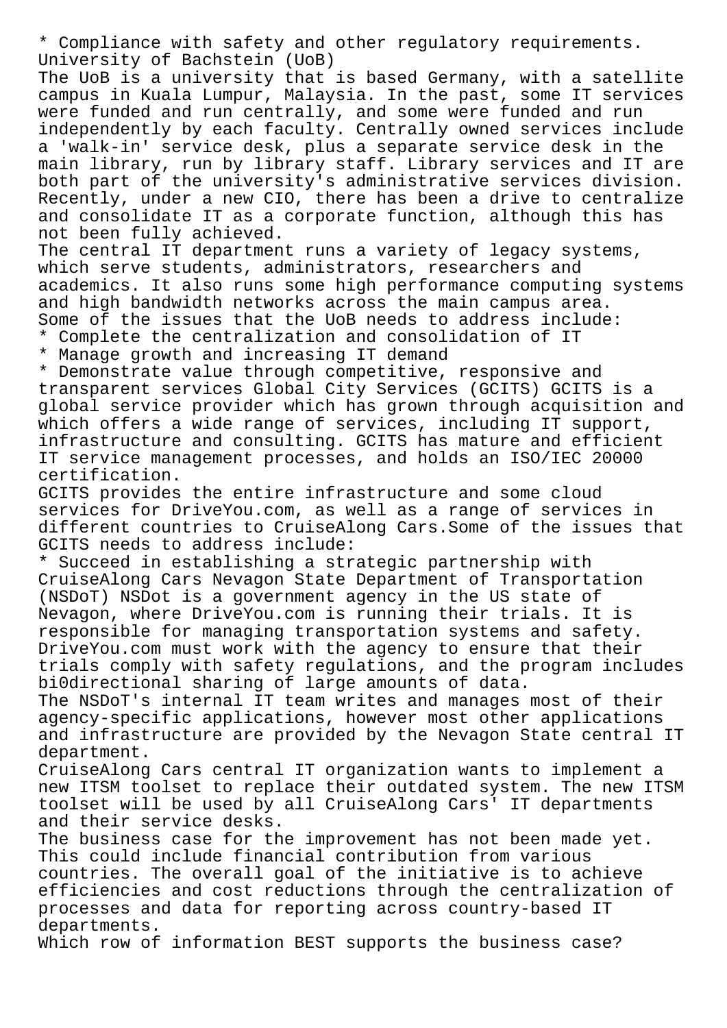* Compliance with safety and other regulatory requirements.

University of Bachstein (UoB)

The UoB is a university that is based Germany, with a satellite campus in Kuala Lumpur, Malaysia. In the past, some IT services were funded and run centrally, and some were funded and run independently by each faculty. Centrally owned services include a 'walk-in' service desk, plus a separate service desk in the main library, run by library staff. Library services and IT are both part of the university's administrative services division. Recently, under a new CIO, there has been a drive to centralize and consolidate IT as a corporate function, although this has not been fully achieved.

The central IT department runs a variety of legacy systems, which serve students, administrators, researchers and academics. It also runs some high performance computing systems and high bandwidth networks across the main campus area.

Some of the issues that the UoB needs to address include:

* Complete the centralization and consolidation of IT
* Manage growth and increasing IT demand
* Demonstrate value through competitive, responsive and transparent services Global City Services (GCITS) GCITS is a global service provider which has grown through acquisition and which offers a wide range of services, including IT support, infrastructure and consulting. GCITS has mature and efficient IT service management processes, and holds an ISO/IEC 20000 certification.

GCITS provides the entire infrastructure and some cloud services for DriveYou.com, as well as a range of services in different countries to CruiseAlong Cars.Some of the issues that GCITS needs to address include:

* Succeed in establishing a strategic partnership with CruiseAlong Cars Nevagon State Department of Transportation (NSDoT) NSDot is a government agency in the US state of Nevagon, where DriveYou.com is running their trials. It is responsible for managing transportation systems and safety. DriveYou.com must work with the agency to ensure that their trials comply with safety regulations, and the program includes bi0directional sharing of large amounts of data.

The NSDoT's internal IT team writes and manages most of their agency-specific applications, however most other applications and infrastructure are provided by the Nevagon State central IT department.

CruiseAlong Cars central IT organization wants to implement a new ITSM toolset to replace their outdated system. The new ITSM toolset will be used by all CruiseAlong Cars' IT departments and their service desks.

The business case for the improvement has not been made yet. This could include financial contribution from various countries. The overall goal of the initiative is to achieve efficiencies and cost reductions through the centralization of processes and data for reporting across country-based IT departments.

Which row of information BEST supports the business case?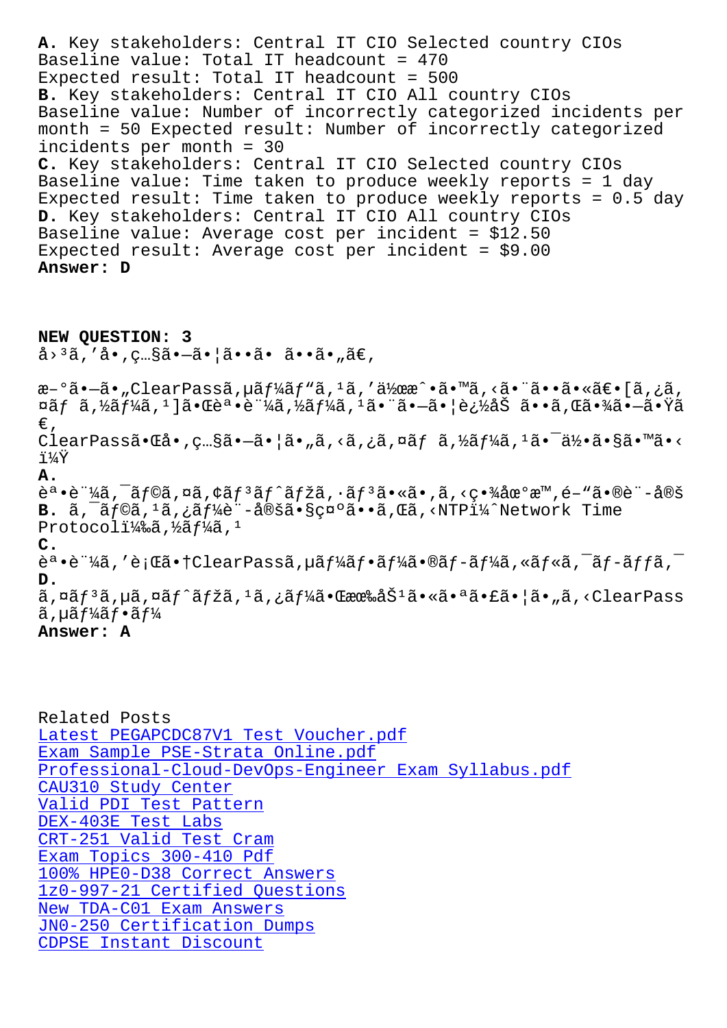**A.** Key stakeholders: Central IT CIO Selected country CIOs
Baseline value: Total IT headcount = 470
Expected result: Total IT headcount = 500
**B.** Key stakeholders: Central IT CIO All country CIOs
Baseline value: Number of incorrectly categorized incidents per month = 50 Expected result: Number of incorrectly categorized incidents per month = 30
**C.** Key stakeholders: Central IT CIO Selected country CIOs
Baseline value: Time taken to produce weekly reports = 1 day
Expected result: Time taken to produce weekly reports = 0.5 day
**D.** Key stakeholders: Central IT CIO All country CIOs
Baseline value: Average cost per incident = $12.50
Expected result: Average cost per incident = $9.00
**Answer: D**

**NEW QUESTION: 3**
å›³ã'å•,ç…§ã•—ã•¦ã••ã• ã••ã•„ã€,

æ–°ã•—ã•„ClearPassã,µãƒ¼ãƒ"ã,¹ã,'作æˆ•ã•™ã,‹ã•¨ã••ã•«ã€•[ã,¿ã,¤ãƒ ã,½ãƒ¼ã,¹]㕌誕証ã,½ãƒ¼ã,¹ã•¨ã•—ã•¦è¿½åŠ ã••ã,Œã•¾ã•—ã•Ÿã€,
ClearPass㕌å•,ç…§ã•—ã•¦ã•„ã,‹ã,¿ã,¤ãƒ ã,½ãƒ¼ã,¹ã•¯ä½•ã•§ã•™ã•‹ï¼Ÿ
**A.**
誕証ã,¯ãƒ©ã,¤ã,¢ãƒ³ãƒˆãƒžã,·ãƒ³ã•«ã•,ã,‹ç•¾åœ°æ™,é–"㕮è¨-定
**B.** ã,¯ãƒ©ã,¹ã,¿ãƒ¼è¨-定㕧示ã••ã,Œã,‹NTPï¼ˆNetwork Time Protocol)ã,½ãƒ¼ã,¹
**C.**
誕証ã,'処ç•†ClearPassã,µãƒ¼ãƒ•ãƒ¼ã•®ãƒ-ーã,«ãƒ«ã,¯ãƒ-ãƒƒã,¯
**D.**
ã,¤ãƒ³ã,µã,¤ãƒˆãƒžã,¹ã,¿ãƒ¼ã•Œæœ‰åŠ¹ã•«ã•ªã•£ã•¦ã•„ã,‹ClearPassã,µãƒ¼ãƒ•ãƒ¼
**Answer: A**

Related Posts
Latest PEGAPCDC87V1 Test Voucher.pdf
Exam Sample PSE-Strata Online.pdf
Professional-Cloud-DevOps-Engineer Exam Syllabus.pdf
CAU310 Study Center
Valid PDI Test Pattern
DEX-403E Test Labs
CRT-251 Valid Test Cram
Exam Topics 300-410 Pdf
100% HPE0-D38 Correct Answers
1z0-997-21 Certified Questions
New TDA-C01 Exam Answers
JN0-250 Certification Dumps
CDPSE Instant Discount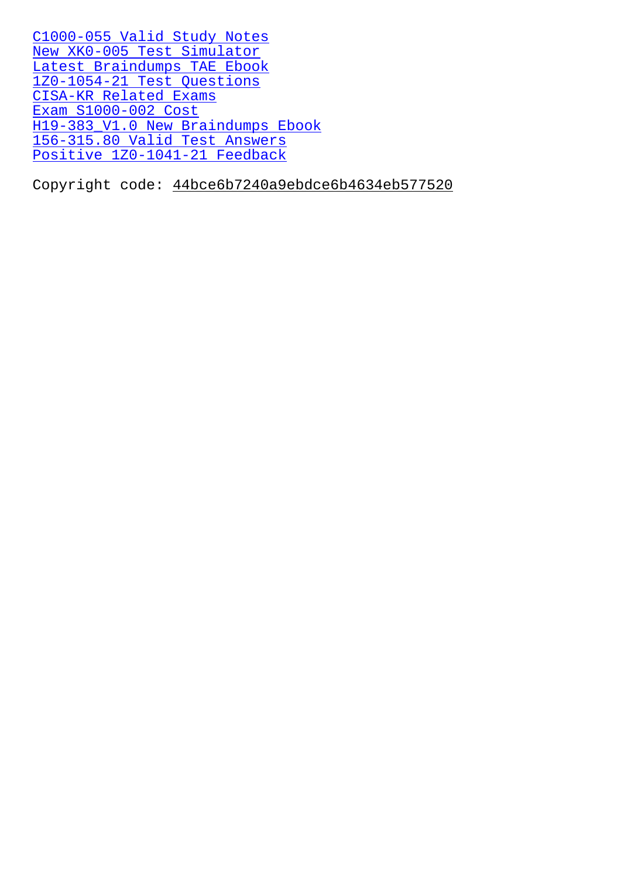C1000-055 Valid Study Notes
New XK0-005 Test Simulator
Latest Braindumps TAE Ebook
1Z0-1054-21 Test Questions
CISA-KR Related Exams
Exam S1000-002 Cost
H19-383_V1.0 New Braindumps Ebook
156-315.80 Valid Test Answers
Positive 1Z0-1041-21 Feedback

Copyright code: 44bce6b7240a9ebdce6b4634eb577520